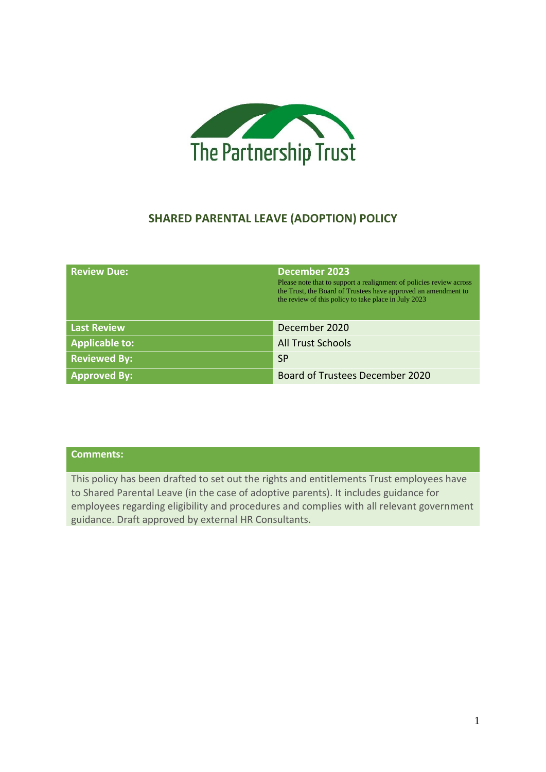The Partnership Trust

# SHARED PARENTAL LEAVE (ADOPTION) POLICY

| | |
|---|---|
| **Review Due:** | **December 2023**<br>Please note that to support a realignment of policies review across the Trust, the Board of Trustees have approved an amendment to the review of this policy to take place in July 2023 |
| **Last Review** | December 2020 |
| **Applicable to:** | All Trust Schools |
| **Reviewed By:** | SP |
| **Approved By:** | Board of Trustees December 2020 |

| **Comments:** |
|---|
| This policy has been drafted to set out the rights and entitlements Trust employees have to Shared Parental Leave (in the case of adoptive parents). It includes guidance for employees regarding eligibility and procedures and complies with all relevant government guidance. Draft approved by external HR Consultants. |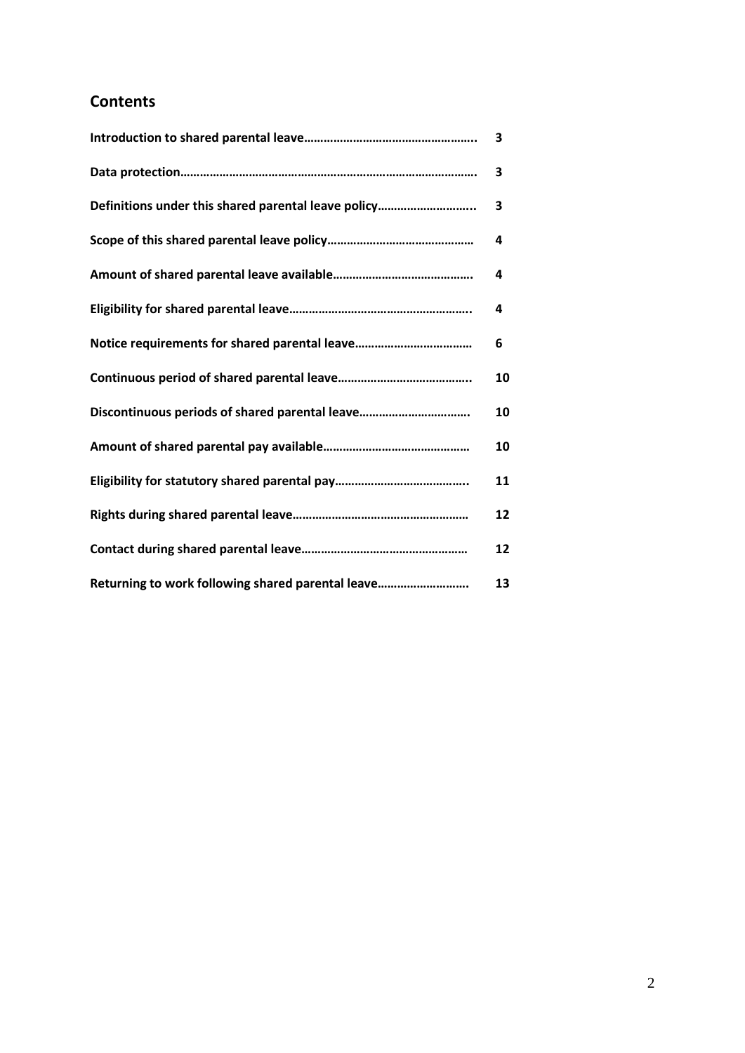## Contents

| | |
|---|---|
| **Introduction to shared parental leave……………………………………………..** | **3** |
| **Data protection………………………………………………………………………………** | **3** |
| **Definitions under this shared parental leave policy………………………..** | **3** |
| **Scope of this shared parental leave policy………………………………………** | **4** |
| **Amount of shared parental leave available…………………………………….** | **4** |
| **Eligibility for shared parental leave………………………………………………..** | **4** |
| **Notice requirements for shared parental leave………………………………** | **6** |
| **Continuous period of shared parental leave…………………………………..** | **10** |
| **Discontinuous periods of shared parental leave…………………………….** | **10** |
| **Amount of shared parental pay available………………………………………** | **10** |
| **Eligibility for statutory shared parental pay…………………………………..** | **11** |
| **Rights during shared parental leave………………………………………………** | **12** |
| **Contact during shared parental leave……………………………………………** | **12** |
| **Returning to work following shared parental leave……………………….** | **13** |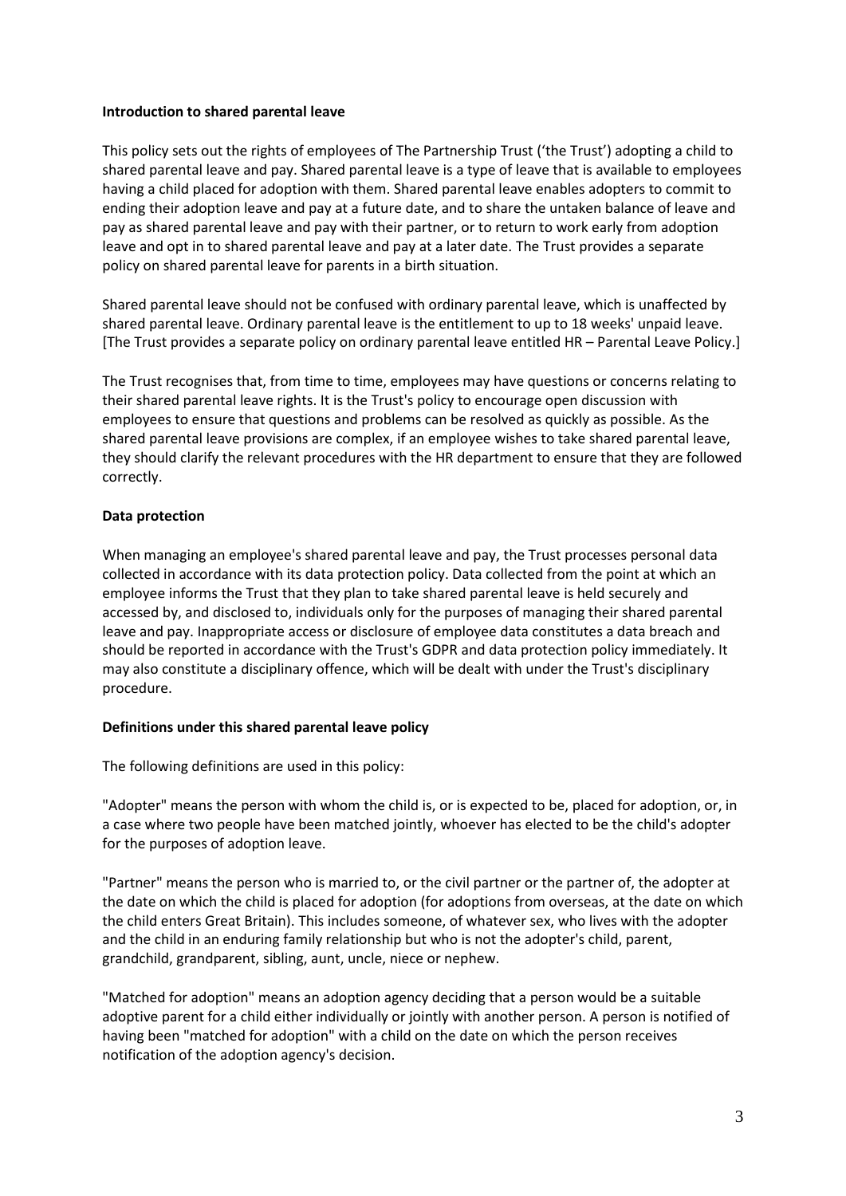**Introduction to shared parental leave**

This policy sets out the rights of employees of The Partnership Trust ('the Trust') adopting a child to shared parental leave and pay. Shared parental leave is a type of leave that is available to employees having a child placed for adoption with them. Shared parental leave enables adopters to commit to ending their adoption leave and pay at a future date, and to share the untaken balance of leave and pay as shared parental leave and pay with their partner, or to return to work early from adoption leave and opt in to shared parental leave and pay at a later date. The Trust provides a separate policy on shared parental leave for parents in a birth situation.

Shared parental leave should not be confused with ordinary parental leave, which is unaffected by shared parental leave. Ordinary parental leave is the entitlement to up to 18 weeks' unpaid leave. [The Trust provides a separate policy on ordinary parental leave entitled HR – Parental Leave Policy.]

The Trust recognises that, from time to time, employees may have questions or concerns relating to their shared parental leave rights. It is the Trust's policy to encourage open discussion with employees to ensure that questions and problems can be resolved as quickly as possible. As the shared parental leave provisions are complex, if an employee wishes to take shared parental leave, they should clarify the relevant procedures with the HR department to ensure that they are followed correctly.

**Data protection**

When managing an employee's shared parental leave and pay, the Trust processes personal data collected in accordance with its data protection policy. Data collected from the point at which an employee informs the Trust that they plan to take shared parental leave is held securely and accessed by, and disclosed to, individuals only for the purposes of managing their shared parental leave and pay. Inappropriate access or disclosure of employee data constitutes a data breach and should be reported in accordance with the Trust's GDPR and data protection policy immediately. It may also constitute a disciplinary offence, which will be dealt with under the Trust's disciplinary procedure.

**Definitions under this shared parental leave policy**

The following definitions are used in this policy:

"Adopter" means the person with whom the child is, or is expected to be, placed for adoption, or, in a case where two people have been matched jointly, whoever has elected to be the child's adopter for the purposes of adoption leave.

"Partner" means the person who is married to, or the civil partner or the partner of, the adopter at the date on which the child is placed for adoption (for adoptions from overseas, at the date on which the child enters Great Britain). This includes someone, of whatever sex, who lives with the adopter and the child in an enduring family relationship but who is not the adopter's child, parent, grandchild, grandparent, sibling, aunt, uncle, niece or nephew.

"Matched for adoption" means an adoption agency deciding that a person would be a suitable adoptive parent for a child either individually or jointly with another person. A person is notified of having been "matched for adoption" with a child on the date on which the person receives notification of the adoption agency's decision.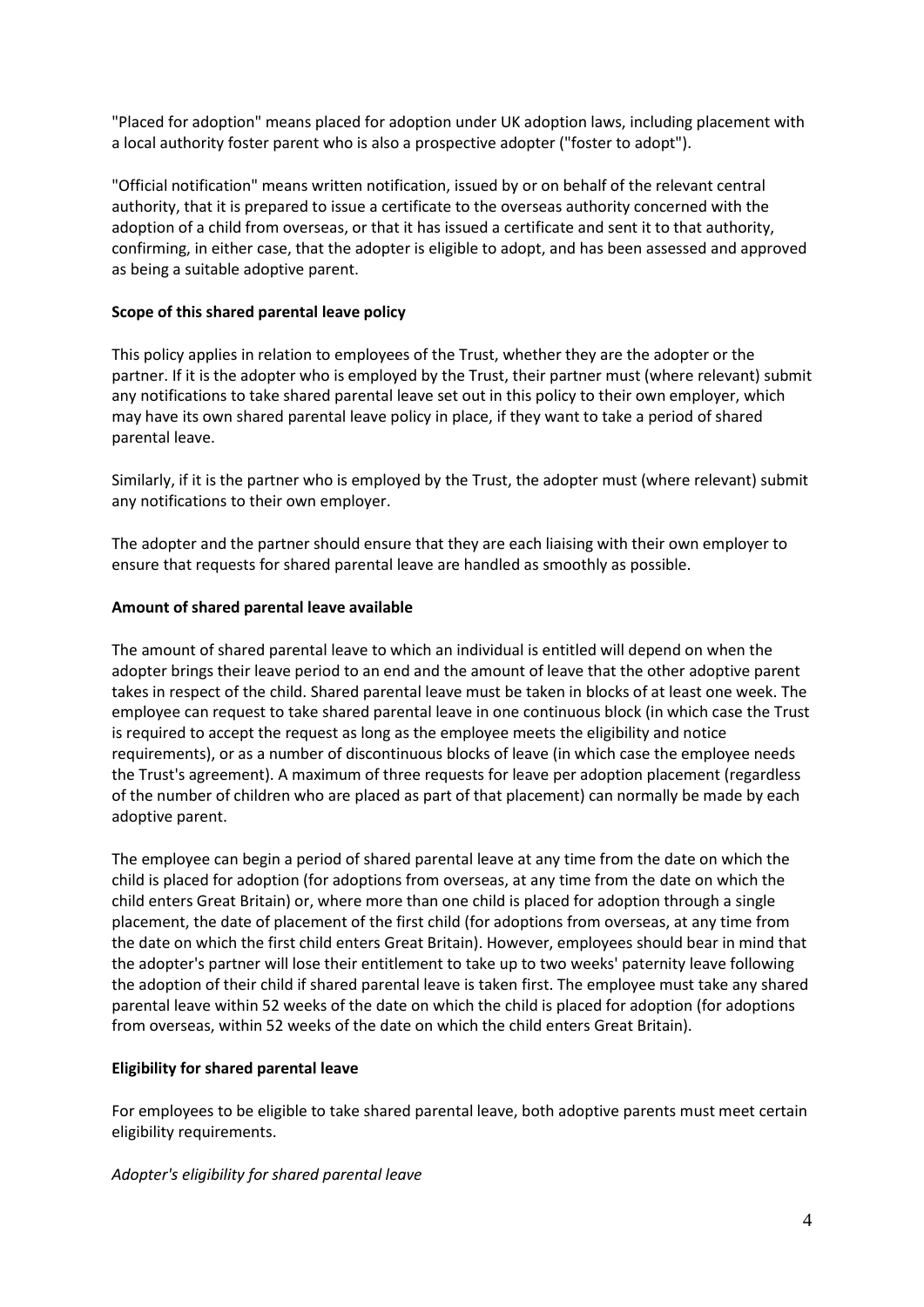"Placed for adoption" means placed for adoption under UK adoption laws, including placement with a local authority foster parent who is also a prospective adopter ("foster to adopt").

"Official notification" means written notification, issued by or on behalf of the relevant central authority, that it is prepared to issue a certificate to the overseas authority concerned with the adoption of a child from overseas, or that it has issued a certificate and sent it to that authority, confirming, in either case, that the adopter is eligible to adopt, and has been assessed and approved as being a suitable adoptive parent.

**Scope of this shared parental leave policy**

This policy applies in relation to employees of the Trust, whether they are the adopter or the partner. If it is the adopter who is employed by the Trust, their partner must (where relevant) submit any notifications to take shared parental leave set out in this policy to their own employer, which may have its own shared parental leave policy in place, if they want to take a period of shared parental leave.

Similarly, if it is the partner who is employed by the Trust, the adopter must (where relevant) submit any notifications to their own employer.

The adopter and the partner should ensure that they are each liaising with their own employer to ensure that requests for shared parental leave are handled as smoothly as possible.

**Amount of shared parental leave available**

The amount of shared parental leave to which an individual is entitled will depend on when the adopter brings their leave period to an end and the amount of leave that the other adoptive parent takes in respect of the child. Shared parental leave must be taken in blocks of at least one week. The employee can request to take shared parental leave in one continuous block (in which case the Trust is required to accept the request as long as the employee meets the eligibility and notice requirements), or as a number of discontinuous blocks of leave (in which case the employee needs the Trust's agreement). A maximum of three requests for leave per adoption placement (regardless of the number of children who are placed as part of that placement) can normally be made by each adoptive parent.

The employee can begin a period of shared parental leave at any time from the date on which the child is placed for adoption (for adoptions from overseas, at any time from the date on which the child enters Great Britain) or, where more than one child is placed for adoption through a single placement, the date of placement of the first child (for adoptions from overseas, at any time from the date on which the first child enters Great Britain). However, employees should bear in mind that the adopter's partner will lose their entitlement to take up to two weeks' paternity leave following the adoption of their child if shared parental leave is taken first. The employee must take any shared parental leave within 52 weeks of the date on which the child is placed for adoption (for adoptions from overseas, within 52 weeks of the date on which the child enters Great Britain).

**Eligibility for shared parental leave**

For employees to be eligible to take shared parental leave, both adoptive parents must meet certain eligibility requirements.

*Adopter's eligibility for shared parental leave*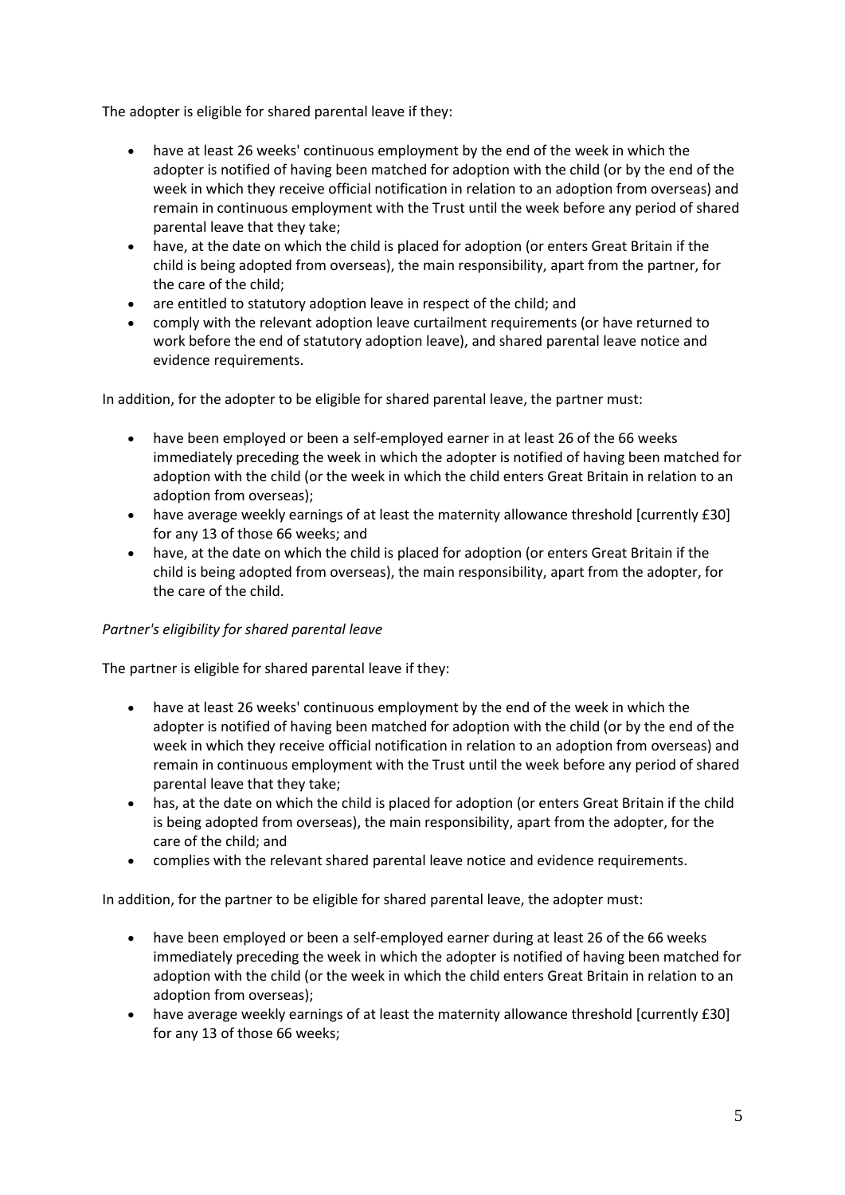The adopter is eligible for shared parental leave if they:

- have at least 26 weeks' continuous employment by the end of the week in which the adopter is notified of having been matched for adoption with the child (or by the end of the week in which they receive official notification in relation to an adoption from overseas) and remain in continuous employment with the Trust until the week before any period of shared parental leave that they take;
- have, at the date on which the child is placed for adoption (or enters Great Britain if the child is being adopted from overseas), the main responsibility, apart from the partner, for the care of the child;
- are entitled to statutory adoption leave in respect of the child; and
- comply with the relevant adoption leave curtailment requirements (or have returned to work before the end of statutory adoption leave), and shared parental leave notice and evidence requirements.

In addition, for the adopter to be eligible for shared parental leave, the partner must:

- have been employed or been a self-employed earner in at least 26 of the 66 weeks immediately preceding the week in which the adopter is notified of having been matched for adoption with the child (or the week in which the child enters Great Britain in relation to an adoption from overseas);
- have average weekly earnings of at least the maternity allowance threshold [currently £30] for any 13 of those 66 weeks; and
- have, at the date on which the child is placed for adoption (or enters Great Britain if the child is being adopted from overseas), the main responsibility, apart from the adopter, for the care of the child.

*Partner's eligibility for shared parental leave*

The partner is eligible for shared parental leave if they:

- have at least 26 weeks' continuous employment by the end of the week in which the adopter is notified of having been matched for adoption with the child (or by the end of the week in which they receive official notification in relation to an adoption from overseas) and remain in continuous employment with the Trust until the week before any period of shared parental leave that they take;
- has, at the date on which the child is placed for adoption (or enters Great Britain if the child is being adopted from overseas), the main responsibility, apart from the adopter, for the care of the child; and
- complies with the relevant shared parental leave notice and evidence requirements.

In addition, for the partner to be eligible for shared parental leave, the adopter must:

- have been employed or been a self-employed earner during at least 26 of the 66 weeks immediately preceding the week in which the adopter is notified of having been matched for adoption with the child (or the week in which the child enters Great Britain in relation to an adoption from overseas);
- have average weekly earnings of at least the maternity allowance threshold [currently £30] for any 13 of those 66 weeks;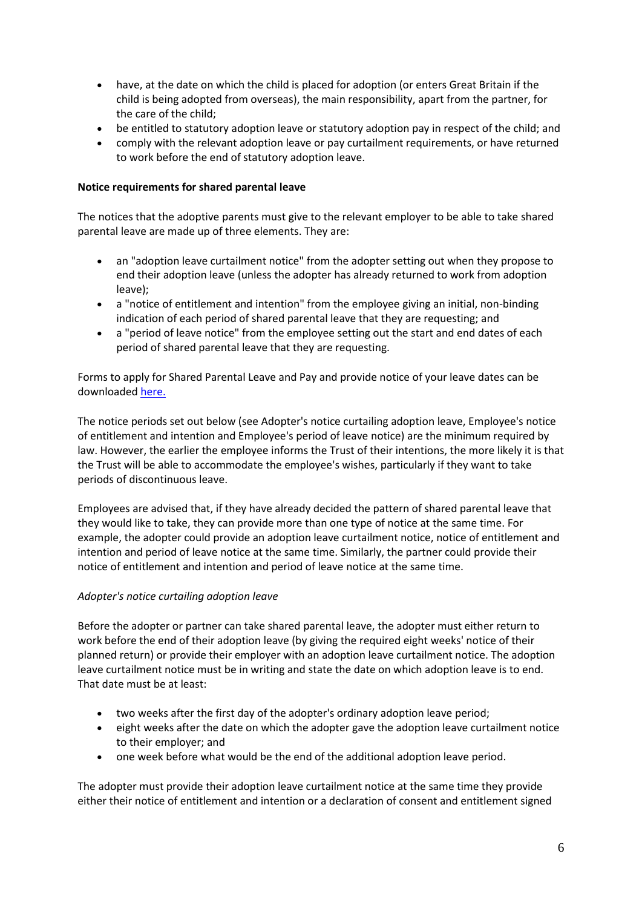- have, at the date on which the child is placed for adoption (or enters Great Britain if the child is being adopted from overseas), the main responsibility, apart from the partner, for the care of the child;
- be entitled to statutory adoption leave or statutory adoption pay in respect of the child; and
- comply with the relevant adoption leave or pay curtailment requirements, or have returned to work before the end of statutory adoption leave.

**Notice requirements for shared parental leave**

The notices that the adoptive parents must give to the relevant employer to be able to take shared parental leave are made up of three elements. They are:

- an "adoption leave curtailment notice" from the adopter setting out when they propose to end their adoption leave (unless the adopter has already returned to work from adoption leave);
- a "notice of entitlement and intention" from the employee giving an initial, non-binding indication of each period of shared parental leave that they are requesting; and
- a "period of leave notice" from the employee setting out the start and end dates of each period of shared parental leave that they are requesting.

Forms to apply for Shared Parental Leave and Pay and provide notice of your leave dates can be downloaded here.

The notice periods set out below (see Adopter's notice curtailing adoption leave, Employee's notice of entitlement and intention and Employee's period of leave notice) are the minimum required by law. However, the earlier the employee informs the Trust of their intentions, the more likely it is that the Trust will be able to accommodate the employee's wishes, particularly if they want to take periods of discontinuous leave.

Employees are advised that, if they have already decided the pattern of shared parental leave that they would like to take, they can provide more than one type of notice at the same time. For example, the adopter could provide an adoption leave curtailment notice, notice of entitlement and intention and period of leave notice at the same time. Similarly, the partner could provide their notice of entitlement and intention and period of leave notice at the same time.

*Adopter's notice curtailing adoption leave*

Before the adopter or partner can take shared parental leave, the adopter must either return to work before the end of their adoption leave (by giving the required eight weeks' notice of their planned return) or provide their employer with an adoption leave curtailment notice. The adoption leave curtailment notice must be in writing and state the date on which adoption leave is to end. That date must be at least:

- two weeks after the first day of the adopter's ordinary adoption leave period;
- eight weeks after the date on which the adopter gave the adoption leave curtailment notice to their employer; and
- one week before what would be the end of the additional adoption leave period.

The adopter must provide their adoption leave curtailment notice at the same time they provide either their notice of entitlement and intention or a declaration of consent and entitlement signed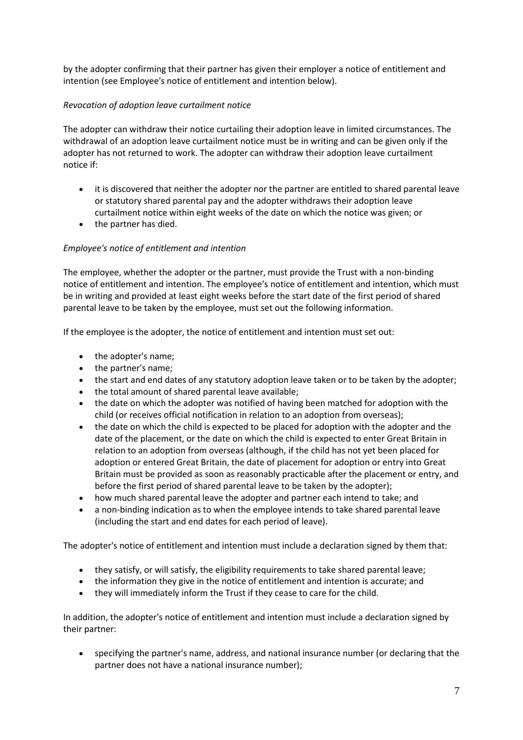by the adopter confirming that their partner has given their employer a notice of entitlement and intention (see Employee's notice of entitlement and intention below).

*Revocation of adoption leave curtailment notice*

The adopter can withdraw their notice curtailing their adoption leave in limited circumstances. The withdrawal of an adoption leave curtailment notice must be in writing and can be given only if the adopter has not returned to work. The adopter can withdraw their adoption leave curtailment notice if:

- it is discovered that neither the adopter nor the partner are entitled to shared parental leave or statutory shared parental pay and the adopter withdraws their adoption leave curtailment notice within eight weeks of the date on which the notice was given; or
- the partner has died.

*Employee's notice of entitlement and intention*

The employee, whether the adopter or the partner, must provide the Trust with a non-binding notice of entitlement and intention. The employee's notice of entitlement and intention, which must be in writing and provided at least eight weeks before the start date of the first period of shared parental leave to be taken by the employee, must set out the following information.

If the employee is the adopter, the notice of entitlement and intention must set out:

- the adopter's name;
- the partner's name;
- the start and end dates of any statutory adoption leave taken or to be taken by the adopter;
- the total amount of shared parental leave available;
- the date on which the adopter was notified of having been matched for adoption with the child (or receives official notification in relation to an adoption from overseas);
- the date on which the child is expected to be placed for adoption with the adopter and the date of the placement, or the date on which the child is expected to enter Great Britain in relation to an adoption from overseas (although, if the child has not yet been placed for adoption or entered Great Britain, the date of placement for adoption or entry into Great Britain must be provided as soon as reasonably practicable after the placement or entry, and before the first period of shared parental leave to be taken by the adopter);
- how much shared parental leave the adopter and partner each intend to take; and
- a non-binding indication as to when the employee intends to take shared parental leave (including the start and end dates for each period of leave).

The adopter's notice of entitlement and intention must include a declaration signed by them that:

- they satisfy, or will satisfy, the eligibility requirements to take shared parental leave;
- the information they give in the notice of entitlement and intention is accurate; and
- they will immediately inform the Trust if they cease to care for the child.

In addition, the adopter's notice of entitlement and intention must include a declaration signed by their partner:

- specifying the partner's name, address, and national insurance number (or declaring that the partner does not have a national insurance number);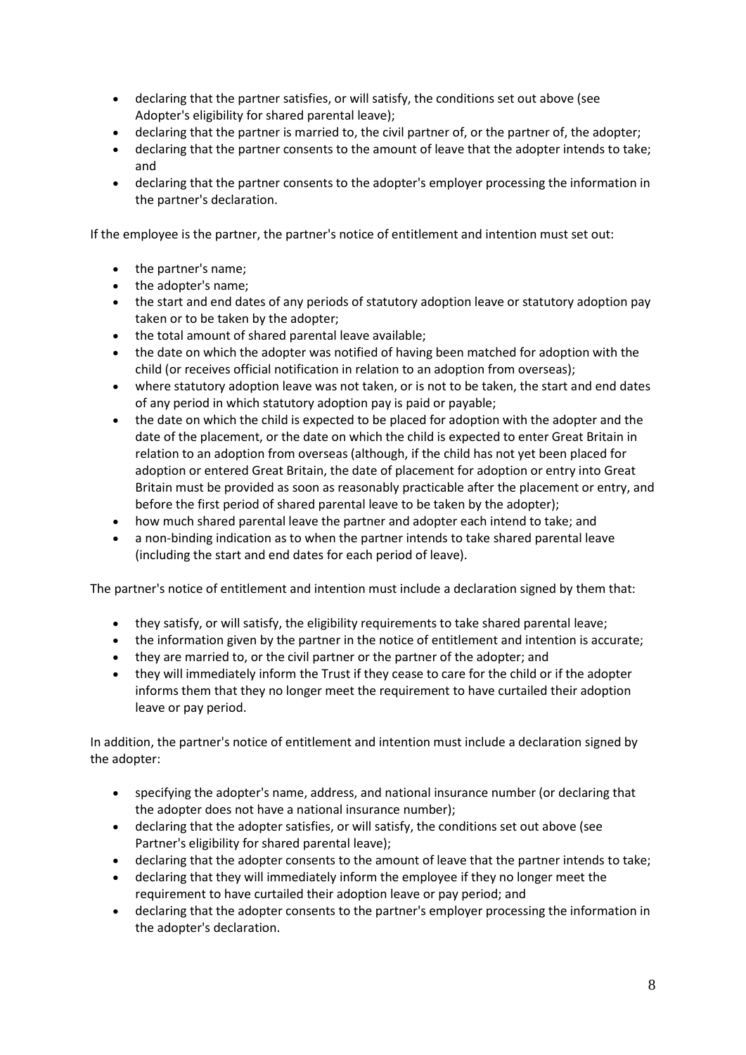- declaring that the partner satisfies, or will satisfy, the conditions set out above (see Adopter's eligibility for shared parental leave);
- declaring that the partner is married to, the civil partner of, or the partner of, the adopter;
- declaring that the partner consents to the amount of leave that the adopter intends to take; and
- declaring that the partner consents to the adopter's employer processing the information in the partner's declaration.

If the employee is the partner, the partner's notice of entitlement and intention must set out:

- the partner's name;
- the adopter's name;
- the start and end dates of any periods of statutory adoption leave or statutory adoption pay taken or to be taken by the adopter;
- the total amount of shared parental leave available;
- the date on which the adopter was notified of having been matched for adoption with the child (or receives official notification in relation to an adoption from overseas);
- where statutory adoption leave was not taken, or is not to be taken, the start and end dates of any period in which statutory adoption pay is paid or payable;
- the date on which the child is expected to be placed for adoption with the adopter and the date of the placement, or the date on which the child is expected to enter Great Britain in relation to an adoption from overseas (although, if the child has not yet been placed for adoption or entered Great Britain, the date of placement for adoption or entry into Great Britain must be provided as soon as reasonably practicable after the placement or entry, and before the first period of shared parental leave to be taken by the adopter);
- how much shared parental leave the partner and adopter each intend to take; and
- a non-binding indication as to when the partner intends to take shared parental leave (including the start and end dates for each period of leave).

The partner's notice of entitlement and intention must include a declaration signed by them that:

- they satisfy, or will satisfy, the eligibility requirements to take shared parental leave;
- the information given by the partner in the notice of entitlement and intention is accurate;
- they are married to, or the civil partner or the partner of the adopter; and
- they will immediately inform the Trust if they cease to care for the child or if the adopter informs them that they no longer meet the requirement to have curtailed their adoption leave or pay period.

In addition, the partner's notice of entitlement and intention must include a declaration signed by the adopter:

- specifying the adopter's name, address, and national insurance number (or declaring that the adopter does not have a national insurance number);
- declaring that the adopter satisfies, or will satisfy, the conditions set out above (see Partner's eligibility for shared parental leave);
- declaring that the adopter consents to the amount of leave that the partner intends to take;
- declaring that they will immediately inform the employee if they no longer meet the requirement to have curtailed their adoption leave or pay period; and
- declaring that the adopter consents to the partner's employer processing the information in the adopter's declaration.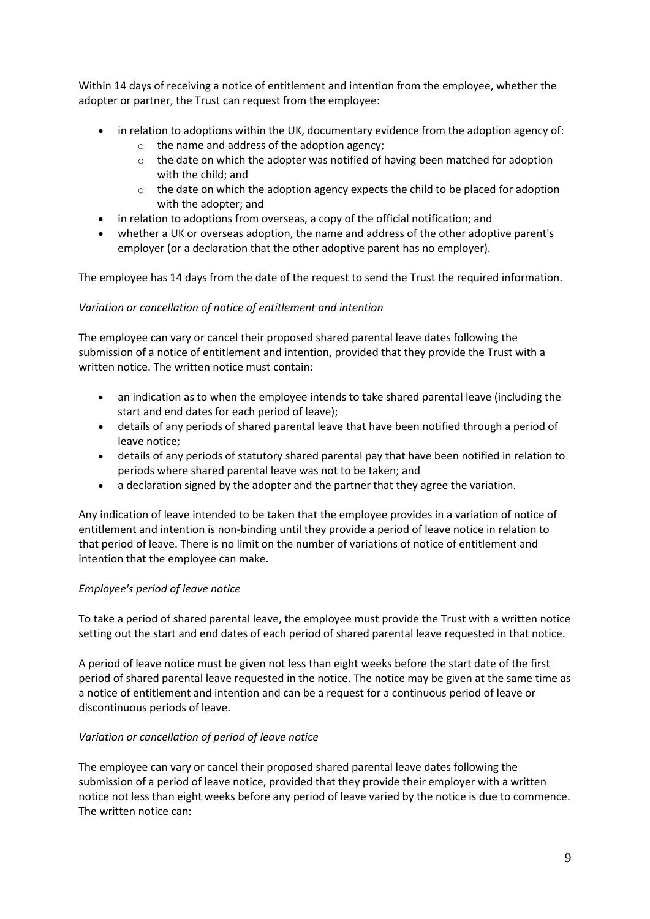Within 14 days of receiving a notice of entitlement and intention from the employee, whether the adopter or partner, the Trust can request from the employee:

- in relation to adoptions within the UK, documentary evidence from the adoption agency of:
  - the name and address of the adoption agency;
  - the date on which the adopter was notified of having been matched for adoption with the child; and
  - the date on which the adoption agency expects the child to be placed for adoption with the adopter; and
- in relation to adoptions from overseas, a copy of the official notification; and
- whether a UK or overseas adoption, the name and address of the other adoptive parent's employer (or a declaration that the other adoptive parent has no employer).

The employee has 14 days from the date of the request to send the Trust the required information.

*Variation or cancellation of notice of entitlement and intention*

The employee can vary or cancel their proposed shared parental leave dates following the submission of a notice of entitlement and intention, provided that they provide the Trust with a written notice. The written notice must contain:

- an indication as to when the employee intends to take shared parental leave (including the start and end dates for each period of leave);
- details of any periods of shared parental leave that have been notified through a period of leave notice;
- details of any periods of statutory shared parental pay that have been notified in relation to periods where shared parental leave was not to be taken; and
- a declaration signed by the adopter and the partner that they agree the variation.

Any indication of leave intended to be taken that the employee provides in a variation of notice of entitlement and intention is non-binding until they provide a period of leave notice in relation to that period of leave. There is no limit on the number of variations of notice of entitlement and intention that the employee can make.

*Employee's period of leave notice*

To take a period of shared parental leave, the employee must provide the Trust with a written notice setting out the start and end dates of each period of shared parental leave requested in that notice.

A period of leave notice must be given not less than eight weeks before the start date of the first period of shared parental leave requested in the notice. The notice may be given at the same time as a notice of entitlement and intention and can be a request for a continuous period of leave or discontinuous periods of leave.

*Variation or cancellation of period of leave notice*

The employee can vary or cancel their proposed shared parental leave dates following the submission of a period of leave notice, provided that they provide their employer with a written notice not less than eight weeks before any period of leave varied by the notice is due to commence. The written notice can: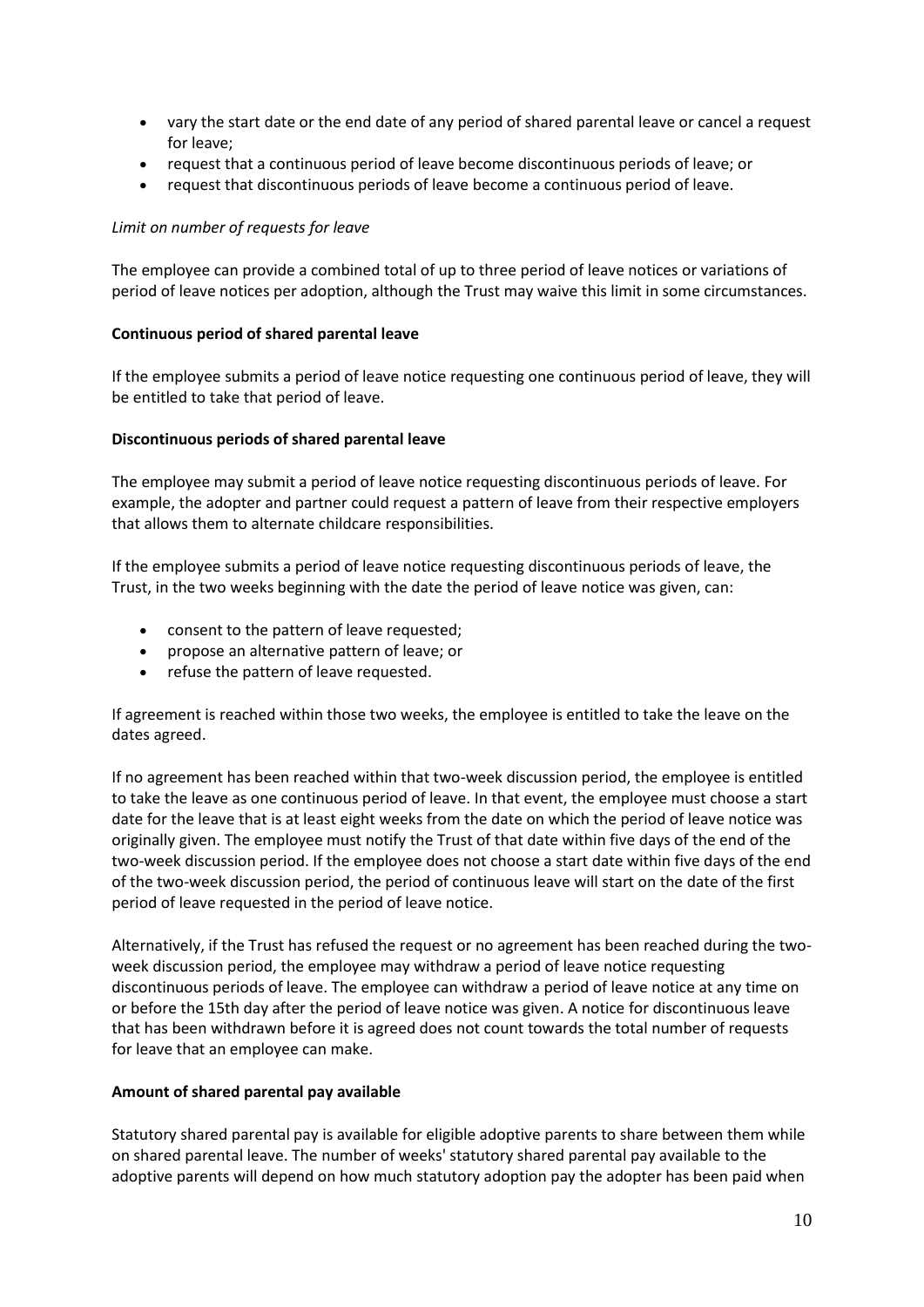- vary the start date or the end date of any period of shared parental leave or cancel a request for leave;
- request that a continuous period of leave become discontinuous periods of leave; or
- request that discontinuous periods of leave become a continuous period of leave.

*Limit on number of requests for leave*

The employee can provide a combined total of up to three period of leave notices or variations of period of leave notices per adoption, although the Trust may waive this limit in some circumstances.

**Continuous period of shared parental leave**

If the employee submits a period of leave notice requesting one continuous period of leave, they will be entitled to take that period of leave.

**Discontinuous periods of shared parental leave**

The employee may submit a period of leave notice requesting discontinuous periods of leave. For example, the adopter and partner could request a pattern of leave from their respective employers that allows them to alternate childcare responsibilities.

If the employee submits a period of leave notice requesting discontinuous periods of leave, the Trust, in the two weeks beginning with the date the period of leave notice was given, can:

- consent to the pattern of leave requested;
- propose an alternative pattern of leave; or
- refuse the pattern of leave requested.

If agreement is reached within those two weeks, the employee is entitled to take the leave on the dates agreed.

If no agreement has been reached within that two-week discussion period, the employee is entitled to take the leave as one continuous period of leave. In that event, the employee must choose a start date for the leave that is at least eight weeks from the date on which the period of leave notice was originally given. The employee must notify the Trust of that date within five days of the end of the two-week discussion period. If the employee does not choose a start date within five days of the end of the two-week discussion period, the period of continuous leave will start on the date of the first period of leave requested in the period of leave notice.

Alternatively, if the Trust has refused the request or no agreement has been reached during the two-week discussion period, the employee may withdraw a period of leave notice requesting discontinuous periods of leave. The employee can withdraw a period of leave notice at any time on or before the 15th day after the period of leave notice was given. A notice for discontinuous leave that has been withdrawn before it is agreed does not count towards the total number of requests for leave that an employee can make.

**Amount of shared parental pay available**

Statutory shared parental pay is available for eligible adoptive parents to share between them while on shared parental leave. The number of weeks' statutory shared parental pay available to the adoptive parents will depend on how much statutory adoption pay the adopter has been paid when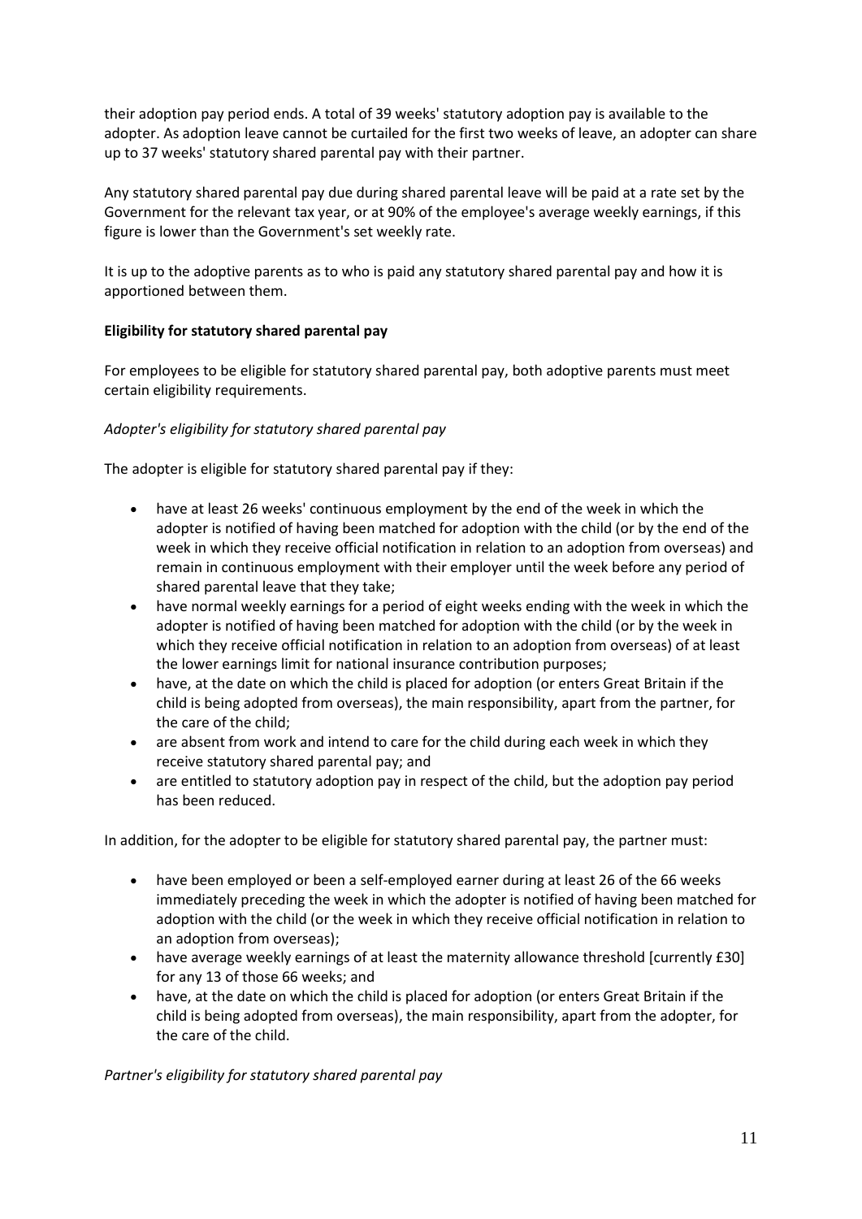their adoption pay period ends. A total of 39 weeks' statutory adoption pay is available to the adopter. As adoption leave cannot be curtailed for the first two weeks of leave, an adopter can share up to 37 weeks' statutory shared parental pay with their partner.

Any statutory shared parental pay due during shared parental leave will be paid at a rate set by the Government for the relevant tax year, or at 90% of the employee's average weekly earnings, if this figure is lower than the Government's set weekly rate.

It is up to the adoptive parents as to who is paid any statutory shared parental pay and how it is apportioned between them.

**Eligibility for statutory shared parental pay**

For employees to be eligible for statutory shared parental pay, both adoptive parents must meet certain eligibility requirements.

*Adopter's eligibility for statutory shared parental pay*

The adopter is eligible for statutory shared parental pay if they:

- have at least 26 weeks' continuous employment by the end of the week in which the adopter is notified of having been matched for adoption with the child (or by the end of the week in which they receive official notification in relation to an adoption from overseas) and remain in continuous employment with their employer until the week before any period of shared parental leave that they take;
- have normal weekly earnings for a period of eight weeks ending with the week in which the adopter is notified of having been matched for adoption with the child (or by the week in which they receive official notification in relation to an adoption from overseas) of at least the lower earnings limit for national insurance contribution purposes;
- have, at the date on which the child is placed for adoption (or enters Great Britain if the child is being adopted from overseas), the main responsibility, apart from the partner, for the care of the child;
- are absent from work and intend to care for the child during each week in which they receive statutory shared parental pay; and
- are entitled to statutory adoption pay in respect of the child, but the adoption pay period has been reduced.

In addition, for the adopter to be eligible for statutory shared parental pay, the partner must:

- have been employed or been a self-employed earner during at least 26 of the 66 weeks immediately preceding the week in which the adopter is notified of having been matched for adoption with the child (or the week in which they receive official notification in relation to an adoption from overseas);
- have average weekly earnings of at least the maternity allowance threshold [currently £30] for any 13 of those 66 weeks; and
- have, at the date on which the child is placed for adoption (or enters Great Britain if the child is being adopted from overseas), the main responsibility, apart from the adopter, for the care of the child.

*Partner's eligibility for statutory shared parental pay*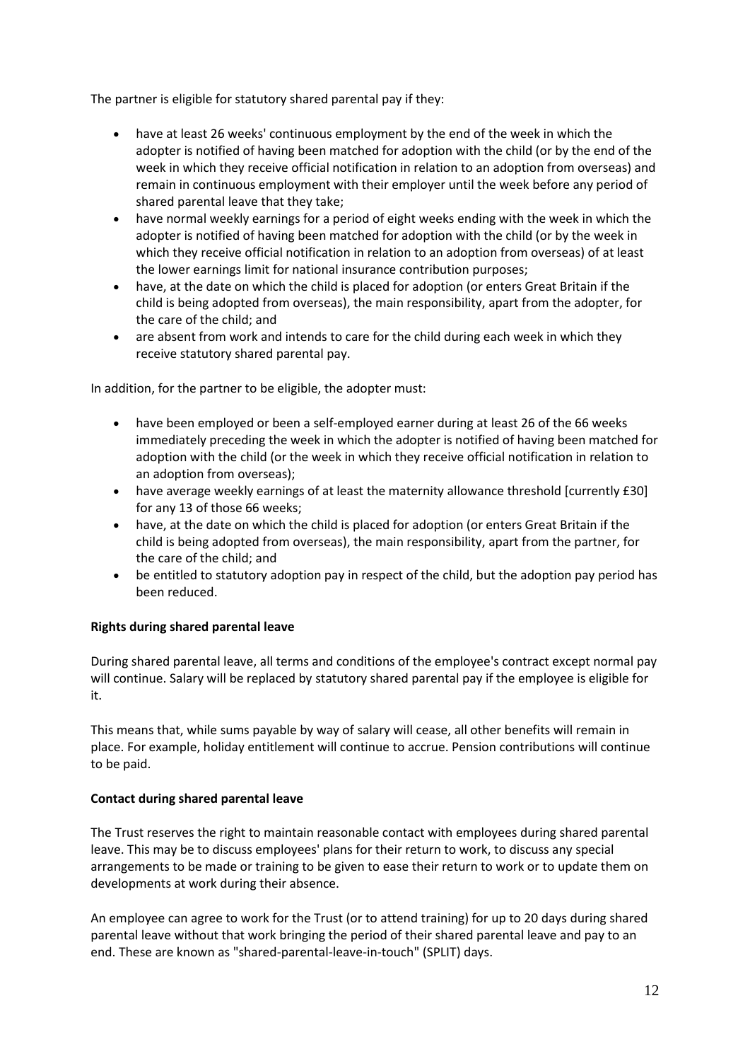The partner is eligible for statutory shared parental pay if they:

- have at least 26 weeks' continuous employment by the end of the week in which the adopter is notified of having been matched for adoption with the child (or by the end of the week in which they receive official notification in relation to an adoption from overseas) and remain in continuous employment with their employer until the week before any period of shared parental leave that they take;
- have normal weekly earnings for a period of eight weeks ending with the week in which the adopter is notified of having been matched for adoption with the child (or by the week in which they receive official notification in relation to an adoption from overseas) of at least the lower earnings limit for national insurance contribution purposes;
- have, at the date on which the child is placed for adoption (or enters Great Britain if the child is being adopted from overseas), the main responsibility, apart from the adopter, for the care of the child; and
- are absent from work and intends to care for the child during each week in which they receive statutory shared parental pay.

In addition, for the partner to be eligible, the adopter must:

- have been employed or been a self-employed earner during at least 26 of the 66 weeks immediately preceding the week in which the adopter is notified of having been matched for adoption with the child (or the week in which they receive official notification in relation to an adoption from overseas);
- have average weekly earnings of at least the maternity allowance threshold [currently £30] for any 13 of those 66 weeks;
- have, at the date on which the child is placed for adoption (or enters Great Britain if the child is being adopted from overseas), the main responsibility, apart from the partner, for the care of the child; and
- be entitled to statutory adoption pay in respect of the child, but the adoption pay period has been reduced.

**Rights during shared parental leave**

During shared parental leave, all terms and conditions of the employee's contract except normal pay will continue. Salary will be replaced by statutory shared parental pay if the employee is eligible for it.

This means that, while sums payable by way of salary will cease, all other benefits will remain in place. For example, holiday entitlement will continue to accrue. Pension contributions will continue to be paid.

**Contact during shared parental leave**

The Trust reserves the right to maintain reasonable contact with employees during shared parental leave. This may be to discuss employees' plans for their return to work, to discuss any special arrangements to be made or training to be given to ease their return to work or to update them on developments at work during their absence.

An employee can agree to work for the Trust (or to attend training) for up to 20 days during shared parental leave without that work bringing the period of their shared parental leave and pay to an end. These are known as "shared-parental-leave-in-touch" (SPLIT) days.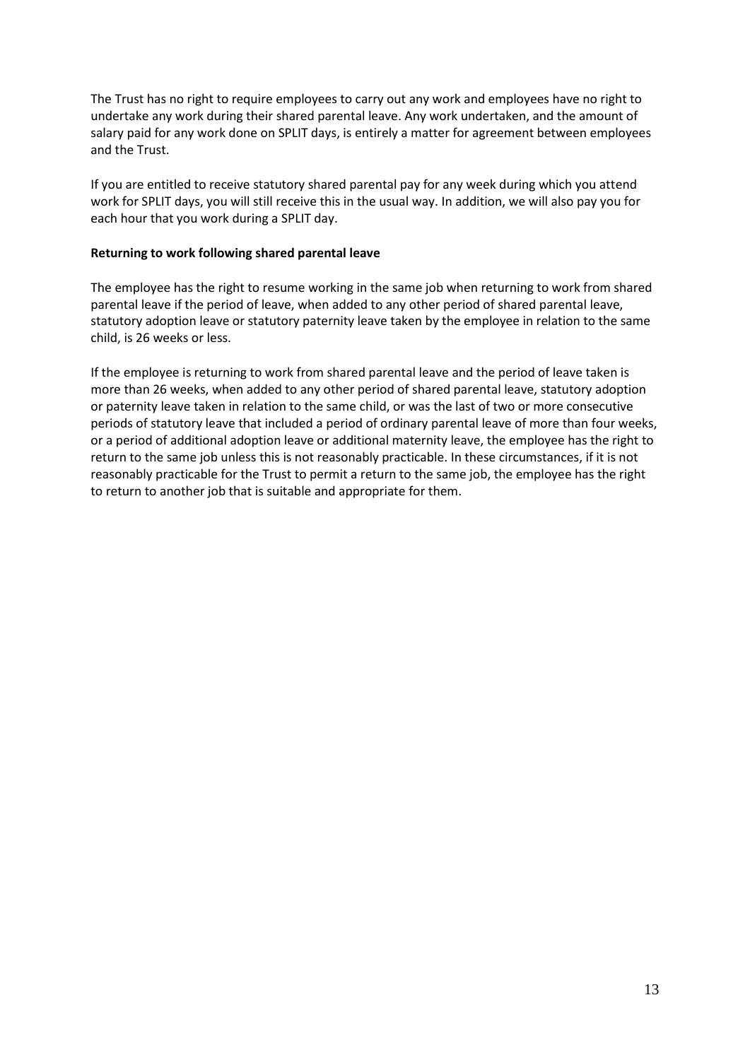The Trust has no right to require employees to carry out any work and employees have no right to undertake any work during their shared parental leave. Any work undertaken, and the amount of salary paid for any work done on SPLIT days, is entirely a matter for agreement between employees and the Trust.

If you are entitled to receive statutory shared parental pay for any week during which you attend work for SPLIT days, you will still receive this in the usual way. In addition, we will also pay you for each hour that you work during a SPLIT day.

**Returning to work following shared parental leave**

The employee has the right to resume working in the same job when returning to work from shared parental leave if the period of leave, when added to any other period of shared parental leave, statutory adoption leave or statutory paternity leave taken by the employee in relation to the same child, is 26 weeks or less.

If the employee is returning to work from shared parental leave and the period of leave taken is more than 26 weeks, when added to any other period of shared parental leave, statutory adoption or paternity leave taken in relation to the same child, or was the last of two or more consecutive periods of statutory leave that included a period of ordinary parental leave of more than four weeks, or a period of additional adoption leave or additional maternity leave, the employee has the right to return to the same job unless this is not reasonably practicable. In these circumstances, if it is not reasonably practicable for the Trust to permit a return to the same job, the employee has the right to return to another job that is suitable and appropriate for them.